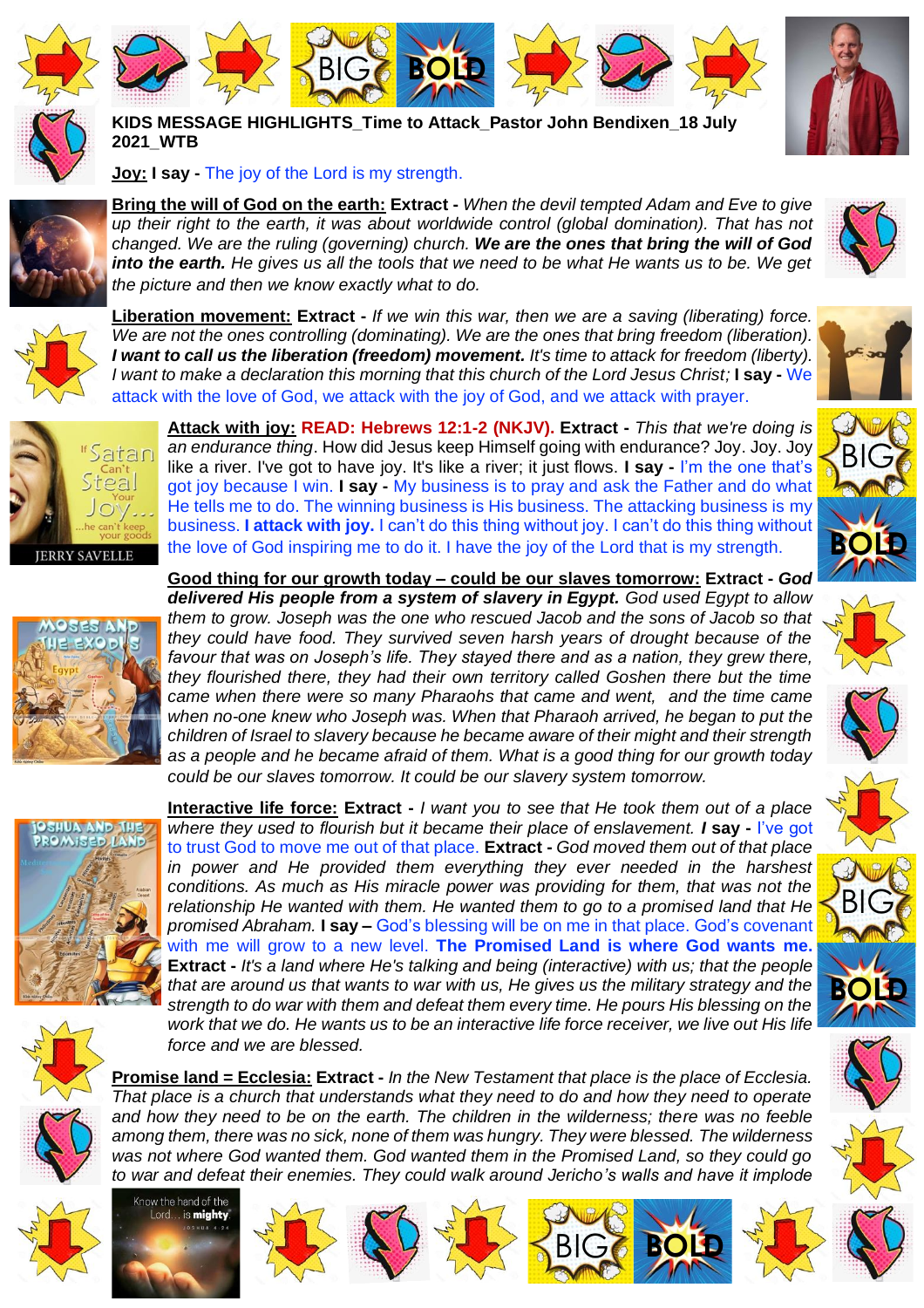**KIDS MESSAGE HIGHLIGHTS_Time to Attack_Pastor John Bendixen_18 July 2021_WTB**

**Joy: I say -** The joy of the Lord is my strength.

**Bring the will of God on the earth: Extract -** *When the devil tempted Adam and Eve to give up their right to the earth, it was about worldwide control (global domination). That has not changed. We are the ruling (governing) church.* ***We are the ones that bring the will of God into the earth.*** *He gives us all the tools that we need to be what He wants us to be. We get the picture and then we know exactly what to do.*

**Liberation movement: Extract -** *If we win this war, then we are a saving (liberating) force. We are not the ones controlling (dominating). We are the ones that bring freedom (liberation).* ***I want to call us the liberation (freedom) movement.*** *It's time to attack for freedom (liberty). I want to make a declaration this morning that this church of the Lord Jesus Christ;* **I say -** We attack with the love of God, we attack with the joy of God, and we attack with prayer.

**Attack with joy: READ: Hebrews 12:1-2 (NKJV). Extract -** *This that we're doing is an endurance thing*. How did Jesus keep Himself going with endurance? Joy. Joy like a river. I've got to have joy. It's like a river; it just flows. **I say -** I'm the one that's got joy because I win. **I say -** My business is to pray and ask the Father and do what He tells me to do. The winning business is His business. The attacking business is my business. **I attack with joy.** I can't do this thing without joy. I can't do this thing without the love of God inspiring me to do it. I have the joy of the Lord that is my strength.

**Good thing for our growth today – could be our slaves tomorrow: Extract -** ***God delivered His people from a system of slavery in Egypt.*** *God used Egypt to allow them to grow. Joseph was the one who rescued Jacob and the sons of Jacob so that they could have food. They survived seven harsh years of drought because of the favour that was on Joseph's life. They stayed there and as a nation, they grew there, they flourished there, they had their own territory called Goshen there but the time came when there were so many Pharaohs that came and went, and the time came when no-one knew who Joseph was. When that Pharaoh arrived, he began to put the children of Israel to slavery because he became aware of their might and their strength as a people and he became afraid of them. What is a good thing for our growth today could be our slaves tomorrow. It could be our slavery system tomorrow.*

**Interactive life force: Extract -** *I want you to see that He took them out of a place where they used to flourish but it became their place of enslavement.* ***I say -*** I've got to trust God to move me out of that place. **Extract -** *God moved them out of that place in power and He provided them everything they ever needed in the harshest conditions. As much as His miracle power was providing for them, that was not the relationship He wanted with them. He wanted them to go to a promised land that He promised Abraham.* **I say –** God's blessing will be on me in that place. God's covenant with me will grow to a new level. **The Promised Land is where God wants me. Extract -** *It's a land where He's talking and being (interactive) with us; that the people that are around us that wants to war with us, He gives us the military strategy and the strength to do war with them and defeat them every time. He pours His blessing on the work that we do. He wants us to be an interactive life force receiver, we live out His life force and we are blessed.*

**Promise land = Ecclesia: Extract -** *In the New Testament that place is the place of Ecclesia. That place is a church that understands what they need to do and how they need to operate and how they need to be on the earth. The children in the wilderness; there was no feeble among them, there was no sick, none of them was hungry. They were blessed. The wilderness was not where God wanted them. God wanted them in the Promised Land, so they could go to war and defeat their enemies. They could walk around Jericho's walls and have it implode*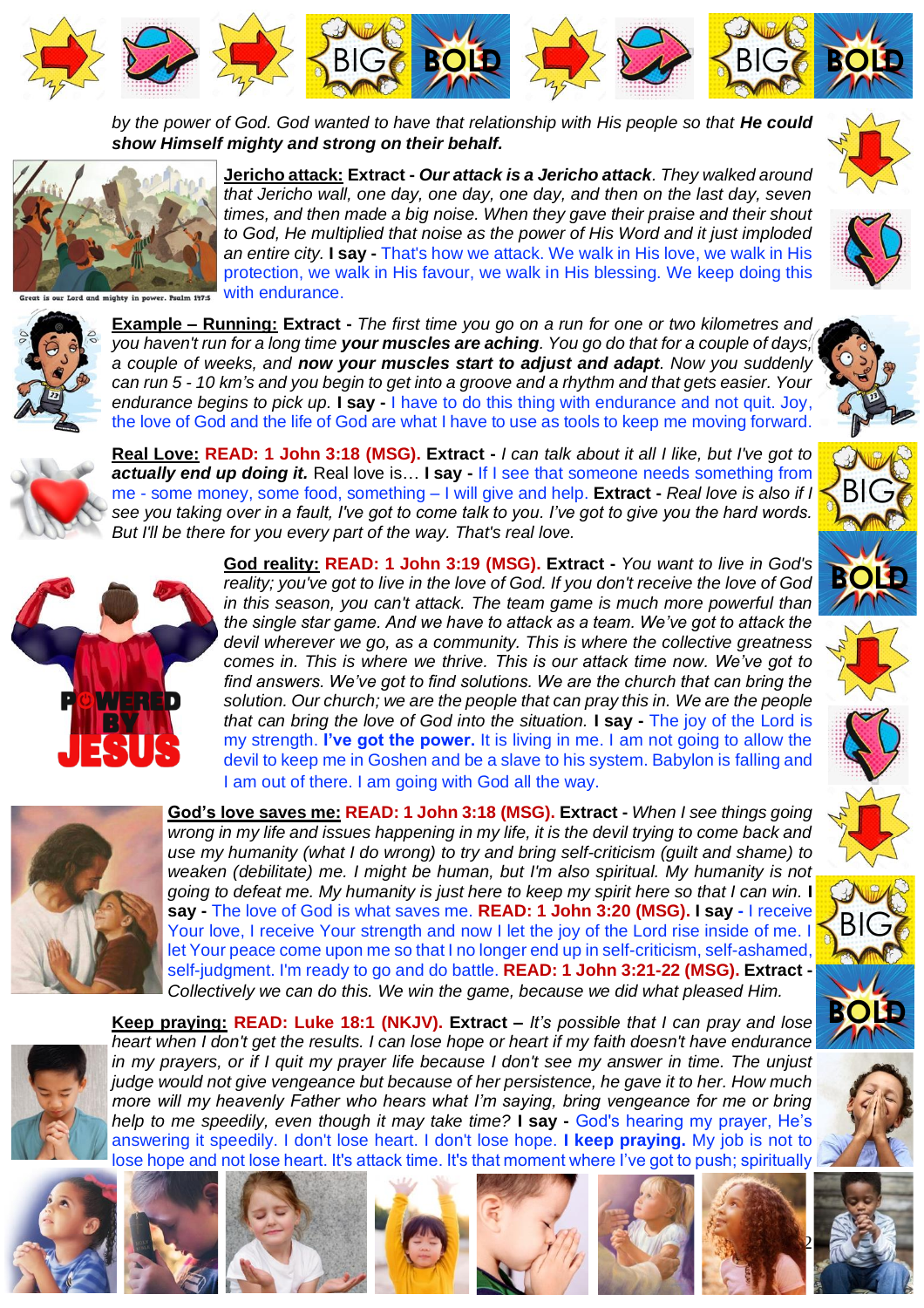*by the power of God. God wanted to have that relationship with His people so that **He could show Himself mighty and strong on their behalf.***

**Jericho attack:** **Extract -** ***Our attack is a Jericho attack****. They walked around that Jericho wall, one day, one day, one day, and then on the last day, seven times, and then made a big noise. When they gave their praise and their shout to God, He multiplied that noise as the power of His Word and it just imploded an entire city.* **I say -** That's how we attack. We walk in His love, we walk in His protection, we walk in His favour, we walk in His blessing. We keep doing this with endurance.

Great is our Lord and mighty in power. Psalm 147:5

**Example – Running:** **Extract -** *The first time you go on a run for one or two kilometres and you haven't run for a long time **your muscles are aching**. You go do that for a couple of days, a couple of weeks, and **now your muscles start to adjust and adapt**. Now you suddenly can run 5 - 10 km's and you begin to get into a groove and a rhythm and that gets easier. Your endurance begins to pick up.* **I say -** I have to do this thing with endurance and not quit. Joy, the love of God and the life of God are what I have to use as tools to keep me moving forward.

**Real Love:** **READ: 1 John 3:18 (MSG).** **Extract -** *I can talk about it all I like, but I've got to **actually end up doing it.*** Real love is… **I say -** If I see that someone needs something from me - some money, some food, something – I will give and help. **Extract -** *Real love is also if I see you taking over in a fault, I've got to come talk to you. I've got to give you the hard words. But I'll be there for you every part of the way. That's real love.*

**God reality:** **READ: 1 John 3:19 (MSG).** **Extract -** *You want to live in God's reality; you've got to live in the love of God. If you don't receive the love of God in this season, you can't attack. The team game is much more powerful than the single star game. And we have to attack as a team. We've got to attack the devil wherever we go, as a community. This is where the collective greatness comes in. This is where we thrive. This is our attack time now. We've got to find answers. We've got to find solutions. We are the church that can bring the solution. Our church; we are the people that can pray this in. We are the people that can bring the love of God into the situation.* **I say -** The joy of the Lord is my strength. **I've got the power.** It is living in me. I am not going to allow the devil to keep me in Goshen and be a slave to his system. Babylon is falling and I am out of there. I am going with God all the way.

**God's love saves me:** **READ: 1 John 3:18 (MSG).** **Extract -** *When I see things going wrong in my life and issues happening in my life, it is the devil trying to come back and use my humanity (what I do wrong) to try and bring self-criticism (guilt and shame) to weaken (debilitate) me. I might be human, but I'm also spiritual. My humanity is not going to defeat me. My humanity is just here to keep my spirit here so that I can win.* **I say -** The love of God is what saves me. **READ: 1 John 3:20 (MSG).** **I say -** I receive Your love, I receive Your strength and now I let the joy of the Lord rise inside of me. I let Your peace come upon me so that I no longer end up in self-criticism, self-ashamed, self-judgment. I'm ready to go and do battle. **READ: 1 John 3:21-22 (MSG).** **Extract -** *Collectively we can do this. We win the game, because we did what pleased Him.*

**Keep praying:** **READ: Luke 18:1 (NKJV).** **Extract –** *It's possible that I can pray and lose heart when I don't get the results. I can lose hope or heart if my faith doesn't have endurance in my prayers, or if I quit my prayer life because I don't see my answer in time. The unjust judge would not give vengeance but because of her persistence, he gave it to her. How much more will my heavenly Father who hears what I'm saying, bring vengeance for me or bring help to me speedily, even though it may take time?* **I say -** God's hearing my prayer, He's answering it speedily. I don't lose heart. I don't lose hope. **I keep praying.** My job is not to lose hope and not lose heart. It's attack time. It's that moment where I've got to push; spiritually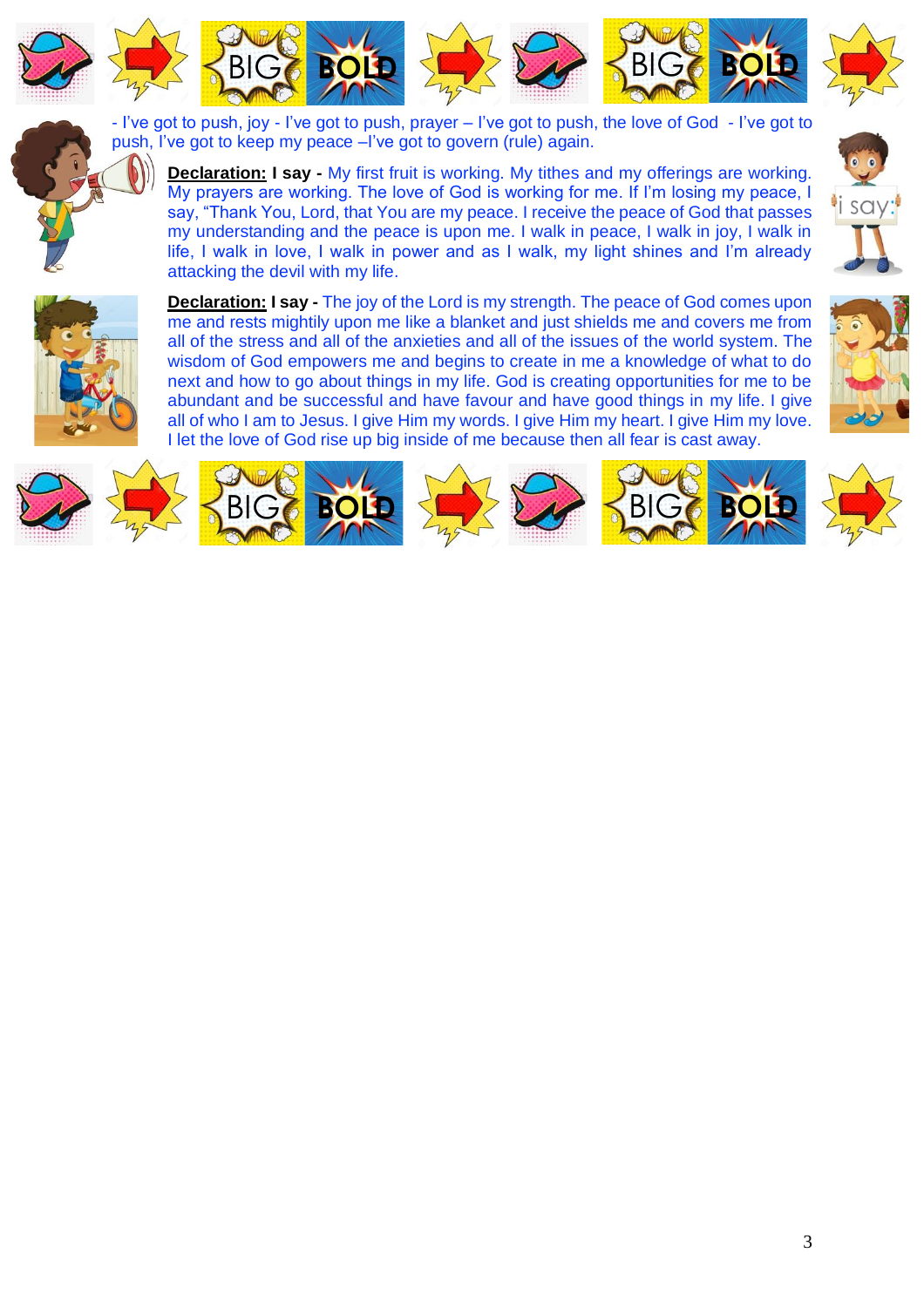- I've got to push, joy - I've got to push, prayer – I've got to push, the love of God - I've got to push, I've got to keep my peace –I've got to govern (rule) again.

**Declaration:** **I say -** My first fruit is working. My tithes and my offerings are working. My prayers are working. The love of God is working for me. If I'm losing my peace, I say, "Thank You, Lord, that You are my peace. I receive the peace of God that passes my understanding and the peace is upon me. I walk in peace, I walk in joy, I walk in life, I walk in love, I walk in power and as I walk, my light shines and I'm already attacking the devil with my life.

**Declaration:** **I say -** The joy of the Lord is my strength. The peace of God comes upon me and rests mightily upon me like a blanket and just shields me and covers me from all of the stress and all of the anxieties and all of the issues of the world system. The wisdom of God empowers me and begins to create in me a knowledge of what to do next and how to go about things in my life. God is creating opportunities for me to be abundant and be successful and have favour and have good things in my life. I give all of who I am to Jesus. I give Him my words. I give Him my heart. I give Him my love. I let the love of God rise up big inside of me because then all fear is cast away.